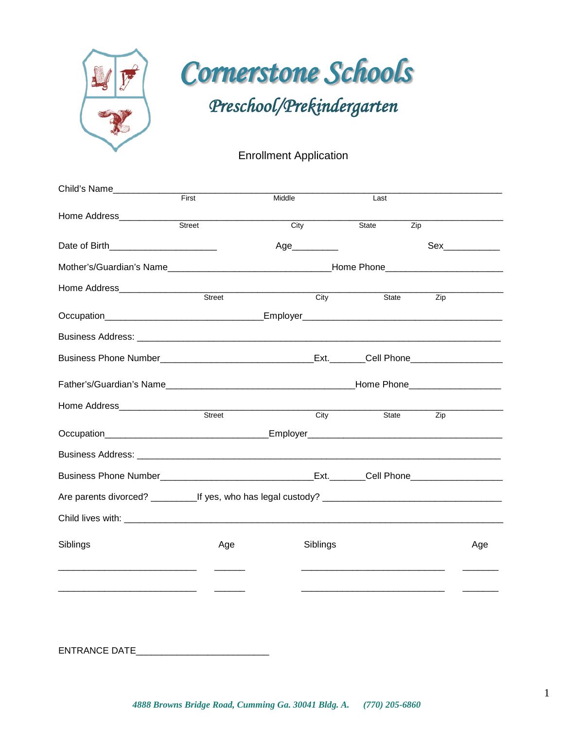# Cornerstone Schools

## Preschool/Prekindergarten

Enrollment Application

Child's Name______________________________________________________________________
First                    Middle                    Last

Home Address______________________________________________________________________
Street                    City                    State                    Zip

Date of Birth____________________ Age_________ Sex___________

Mother's/Guardian's Name______________________________Home Phone______________________

Home Address______________________________________________________________________
Street                    City                    State                    Zip

Occupation______________________________Employer______________________________________

Business Address: ________________________________________________________________

Business Phone Number_____________________________Ext.______Cell Phone_________________

Father's/Guardian's Name___________________________________Home Phone_________________

Home Address______________________________________________________________________
Street                    City                    State                    Zip

Occupation________________________________Employer_____________________________________

Business Address: ________________________________________________________________

Business Phone Number_____________________________Ext.______Cell Phone_________________

Are parents divorced? _________If yes, who has legal custody? __________________________________

Child lives with: __________________________________________________________________

| Siblings | Age | Siblings | Age |
|---|---|---|---|
| ___________________________ | ______ | ____________________________ | _______ |
| ___________________________ | ______ | ____________________________ | _______ |

ENTRANCE DATE__________________________

*4888 Browns Bridge Road, Cumming Ga. 30041 Bldg. A. (770) 205-6860*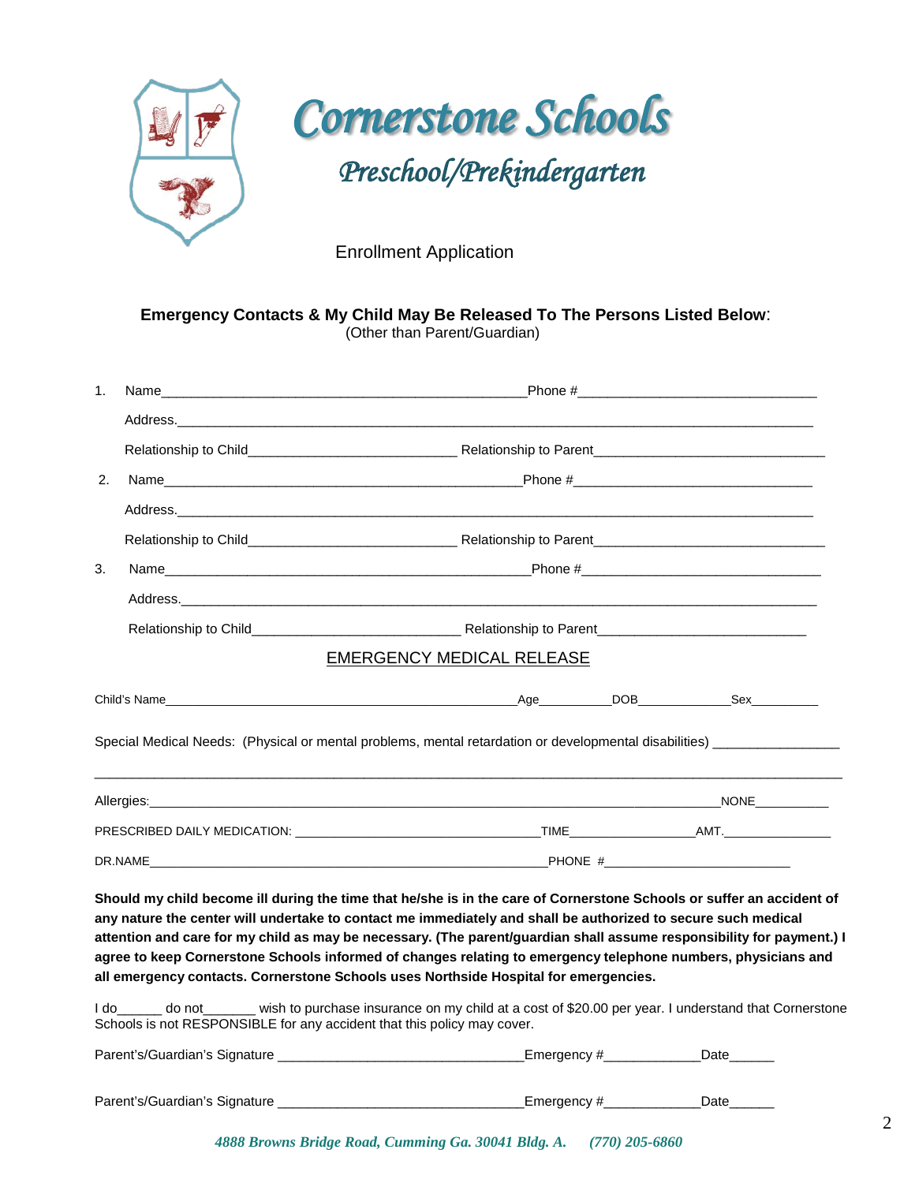# Cornerstone Schools

## Preschool/Prekindergarten

Enrollment Application

**Emergency Contacts & My Child May Be Released To The Persons Listed Below**:
(Other than Parent/Guardian)

1. Name_______________________________________________Phone #______________________________

   Address.________________________________________________________________________________

   Relationship to Child___________________________ Relationship to Parent_____________________________

2. Name_______________________________________________Phone #______________________________

   Address.________________________________________________________________________________

   Relationship to Child___________________________ Relationship to Parent_____________________________

3. Name_______________________________________________Phone #______________________________

   Address.________________________________________________________________________________

   Relationship to Child___________________________ Relationship to Parent___________________________

## EMERGENCY MEDICAL RELEASE

Child's Name________________________________________________Age__________DOB____________Sex_________

Special Medical Needs: (Physical or mental problems, mental retardation or developmental disabilities) ________________

_______________________________________________________________________________________________

Allergies:_________________________________________________________________________NONE__________

PRESCRIBED DAILY MEDICATION: __________________________________TIME_________________AMT.______________

DR.NAME______________________________________________________PHONE #_________________________

**Should my child become ill during the time that he/she is in the care of Cornerstone Schools or suffer an accident of any nature the center will undertake to contact me immediately and shall be authorized to secure such medical attention and care for my child as may be necessary. (The parent/guardian shall assume responsibility for payment.) I agree to keep Cornerstone Schools informed of changes relating to emergency telephone numbers, physicians and all emergency contacts. Cornerstone Schools uses Northside Hospital for emergencies.**

I do______ do not_______ wish to purchase insurance on my child at a cost of $20.00 per year. I understand that Cornerstone Schools is not RESPONSIBLE for any accident that this policy may cover.

Parent's/Guardian's Signature ________________________________Emergency #_____________Date______

Parent's/Guardian's Signature ________________________________Emergency #_____________Date______

*4888 Browns Bridge Road, Cumming Ga. 30041 Bldg. A. (770) 205-6860*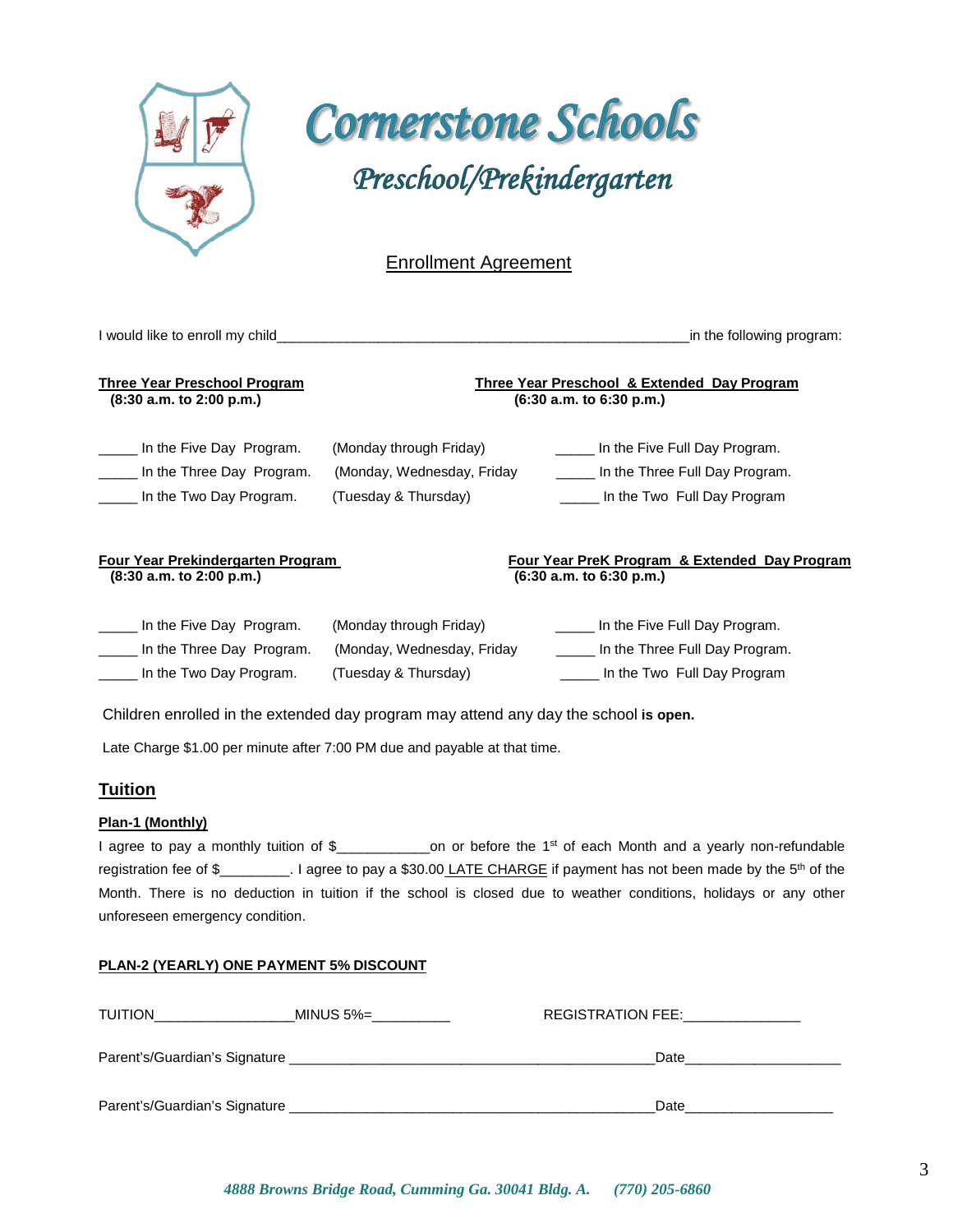# Cornerstone Schools

## Preschool/Prekindergarten

### Enrollment Agreement

I would like to enroll my child_______________________________________________________in the following program:

**Three Year Preschool Program**
**(8:30 a.m. to 2:00 p.m.)**

_____ In the Five Day Program. (Monday through Friday)
_____ In the Three Day Program. (Monday, Wednesday, Friday
_____ In the Two Day Program. (Tuesday & Thursday)

**Three Year Preschool & Extended Day Program**
**(6:30 a.m. to 6:30 p.m.)**

_____ In the Five Full Day Program.
_____ In the Three Full Day Program.
_____ In the Two Full Day Program

**Four Year Prekindergarten Program**
**(8:30 a.m. to 2:00 p.m.)**

_____ In the Five Day Program. (Monday through Friday)
_____ In the Three Day Program. (Monday, Wednesday, Friday
_____ In the Two Day Program. (Tuesday & Thursday)

**Four Year PreK Program & Extended Day Program**
**(6:30 a.m. to 6:30 p.m.)**

_____ In the Five Full Day Program.
_____ In the Three Full Day Program.
_____ In the Two Full Day Program

Children enrolled in the extended day program may attend any day the school **is open.**

Late Charge $1.00 per minute after 7:00 PM due and payable at that time.

## Tuition

**Plan-1 (Monthly)**

I agree to pay a monthly tuition of $___________on or before the 1st of each Month and a yearly non-refundable registration fee of $_________. I agree to pay a $30.00 LATE CHARGE if payment has not been made by the 5th of the Month. There is no deduction in tuition if the school is closed due to weather conditions, holidays or any other unforeseen emergency condition.

**PLAN-2 (YEARLY) ONE PAYMENT 5% DISCOUNT**

TUITION_________________MINUS 5%=__________ REGISTRATION FEE:_______________

Parent's/Guardian's Signature _______________________________________________Date____________________

Parent's/Guardian's Signature _______________________________________________Date___________________

*4888 Browns Bridge Road, Cumming Ga. 30041 Bldg. A. (770) 205-6860*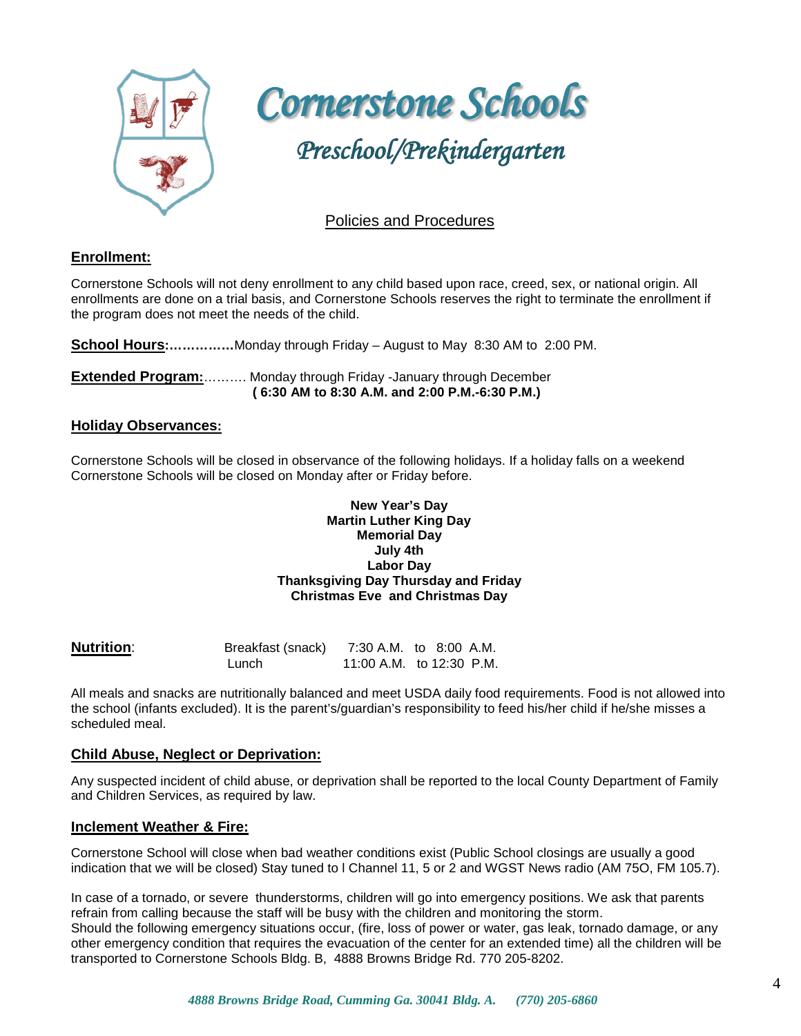# Cornerstone Schools

## Preschool/Prekindergarten

Policies and Procedures

### Enrollment:

Cornerstone Schools will not deny enrollment to any child based upon race, creed, sex, or national origin. All enrollments are done on a trial basis, and Cornerstone Schools reserves the right to terminate the enrollment if the program does not meet the needs of the child.

**School Hours:……………**Monday through Friday – August to May 8:30 AM to 2:00 PM.

**Extended Program:**………. Monday through Friday -January through December
**( 6:30 AM to 8:30 A.M. and 2:00 P.M.-6:30 P.M.)**

### Holiday Observances:

Cornerstone Schools will be closed in observance of the following holidays. If a holiday falls on a weekend Cornerstone Schools will be closed on Monday after or Friday before.

**New Year's Day**
**Martin Luther King Day**
**Memorial Day**
**July 4th**
**Labor Day**
**Thanksgiving Day Thursday and Friday**
**Christmas Eve and Christmas Day**

**Nutrition**:

| | | |
|---|---|---|
| Breakfast (snack) | 7:30 A.M. to 8:00 A.M. |
| Lunch | 11:00 A.M. to 12:30 P.M. |

All meals and snacks are nutritionally balanced and meet USDA daily food requirements. Food is not allowed into the school (infants excluded). It is the parent's/guardian's responsibility to feed his/her child if he/she misses a scheduled meal.

### Child Abuse, Neglect or Deprivation:

Any suspected incident of child abuse, or deprivation shall be reported to the local County Department of Family and Children Services, as required by law.

### Inclement Weather & Fire:

Cornerstone School will close when bad weather conditions exist (Public School closings are usually a good indication that we will be closed) Stay tuned to l Channel 11, 5 or 2 and WGST News radio (AM 75O, FM 105.7).

In case of a tornado, or severe thunderstorms, children will go into emergency positions. We ask that parents refrain from calling because the staff will be busy with the children and monitoring the storm.
Should the following emergency situations occur, (fire, loss of power or water, gas leak, tornado damage, or any other emergency condition that requires the evacuation of the center for an extended time) all the children will be transported to Cornerstone Schools Bldg. B, 4888 Browns Bridge Rd. 770 205-8202.

*4888 Browns Bridge Road, Cumming Ga. 30041 Bldg. A. (770) 205-6860*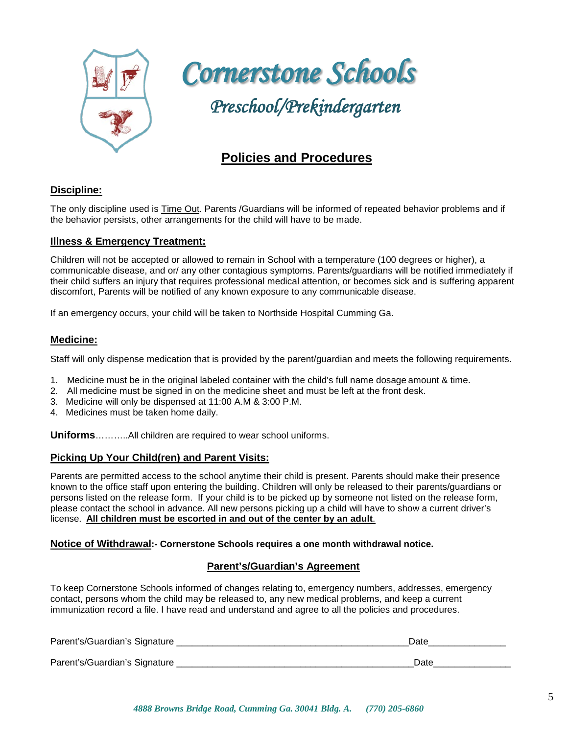# Cornerstone Schools

## Preschool/Prekindergarten

## Policies and Procedures

### Discipline:

The only discipline used is Time Out. Parents /Guardians will be informed of repeated behavior problems and if the behavior persists, other arrangements for the child will have to be made.

### Illness & Emergency Treatment:

Children will not be accepted or allowed to remain in School with a temperature (100 degrees or higher), a communicable disease, and or/ any other contagious symptoms. Parents/guardians will be notified immediately if their child suffers an injury that requires professional medical attention, or becomes sick and is suffering apparent discomfort, Parents will be notified of any known exposure to any communicable disease.

If an emergency occurs, your child will be taken to Northside Hospital Cumming Ga.

### Medicine:

Staff will only dispense medication that is provided by the parent/guardian and meets the following requirements.

1. Medicine must be in the original labeled container with the child's full name dosage amount & time.
2. All medicine must be signed in on the medicine sheet and must be left at the front desk.
3. Medicine will only be dispensed at 11:00 A.M & 3:00 P.M.
4. Medicines must be taken home daily.

**Uniforms**………..All children are required to wear school uniforms.

### Picking Up Your Child(ren) and Parent Visits:

Parents are permitted access to the school anytime their child is present. Parents should make their presence known to the office staff upon entering the building. Children will only be released to their parents/guardians or persons listed on the release form. If your child is to be picked up by someone not listed on the release form, please contact the school in advance. All new persons picking up a child will have to show a current driver's license. **All children must be escorted in and out of the center by an adult**.

**Notice of Withdrawal:- Cornerstone Schools requires a one month withdrawal notice.**

### Parent's/Guardian's Agreement

To keep Cornerstone Schools informed of changes relating to, emergency numbers, addresses, emergency contact, persons whom the child may be released to, any new medical problems, and keep a current immunization record a file. I have read and understand and agree to all the policies and procedures.

Parent's/Guardian's Signature ______________________________________________Date_______________

Parent's/Guardian's Signature ______________________________________________Date_______________

*4888 Browns Bridge Road, Cumming Ga. 30041 Bldg. A. (770) 205-6860*